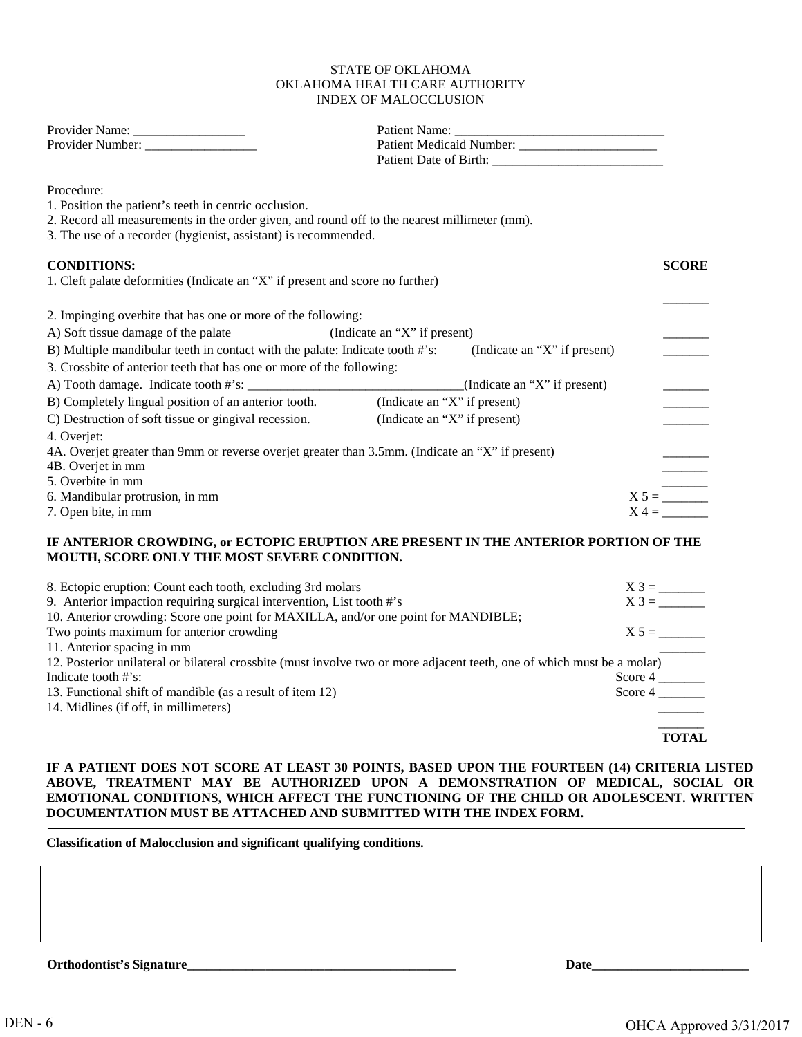STATE OF OKLAHOMA
OKLAHOMA HEALTH CARE AUTHORITY
INDEX OF MALOCCLUSION

Provider Name: _________________
Provider Number: _________________

Patient Name: ________________________________
Patient Medicaid Number: _____________________
Patient Date of Birth: __________________________

Procedure:

1. Position the patient's teeth in centric occlusion.
2. Record all measurements in the order given, and round off to the nearest millimeter (mm).
3. The use of a recorder (hygienist, assistant) is recommended.

| **CONDITIONS:** | **SCORE** |
|---|---|
| 1. Cleft palate deformities (Indicate an "X" if present and score no further) | _______ |
| 2. Impinging overbite that has <u>one or more</u> of the following: | |
| A) Soft tissue damage of the palate (Indicate an "X" if present) | _______ |
| B) Multiple mandibular teeth in contact with the palate: Indicate tooth #'s: (Indicate an "X" if present) | _______ |
| 3. Crossbite of anterior teeth that has <u>one or more</u> of the following: | |
| A) Tooth damage. Indicate tooth #'s: _________________________________(Indicate an "X" if present) | _______ |
| B) Completely lingual position of an anterior tooth. (Indicate an "X" if present) | _______ |
| C) Destruction of soft tissue or gingival recession. (Indicate an "X" if present) | _______ |
| 4. Overjet: | |
| 4A. Overjet greater than 9mm or reverse overjet greater than 3.5mm. (Indicate an "X" if present) | _______ |
| 4B. Overjet in mm | _______ |
| 5. Overbite in mm | _______ |
| 6. Mandibular protrusion, in mm | X 5 = _______ |
| 7. Open bite, in mm | X 4 = _______ |

**IF ANTERIOR CROWDING, or ECTOPIC ERUPTION ARE PRESENT IN THE ANTERIOR PORTION OF THE MOUTH, SCORE ONLY THE MOST SEVERE CONDITION.**

| | |
|---|---|
| 8. Ectopic eruption: Count each tooth, excluding 3rd molars | X 3 = _______ |
| 9. Anterior impaction requiring surgical intervention, List tooth #'s | X 3 = _______ |
| 10. Anterior crowding: Score one point for MAXILLA, and/or one point for MANDIBLE; Two points maximum for anterior crowding | X 5 = _______ |
| 11. Anterior spacing in mm | _______ |
| 12. Posterior unilateral or bilateral crossbite (must involve two or more adjacent teeth, one of which must be a molar) Indicate tooth #'s: | Score 4 _______ |
| 13. Functional shift of mandible (as a result of item 12) | Score 4 _______ |
| 14. Midlines (if off, in millimeters) | _______ |
| | _______ **TOTAL** |

**IF A PATIENT DOES NOT SCORE AT LEAST 30 POINTS, BASED UPON THE FOURTEEN (14) CRITERIA LISTED ABOVE, TREATMENT MAY BE AUTHORIZED UPON A DEMONSTRATION OF MEDICAL, SOCIAL OR EMOTIONAL CONDITIONS, WHICH AFFECT THE FUNCTIONING OF THE CHILD OR ADOLESCENT. WRITTEN DOCUMENTATION MUST BE ATTACHED AND SUBMITTED WITH THE INDEX FORM.**

**Classification of Malocclusion and significant qualifying conditions.**

| |
|---|
| |

**Orthodontist's Signature**___________________________________________ **Date**_________________________

DEN - 6

OHCA Approved 3/31/2017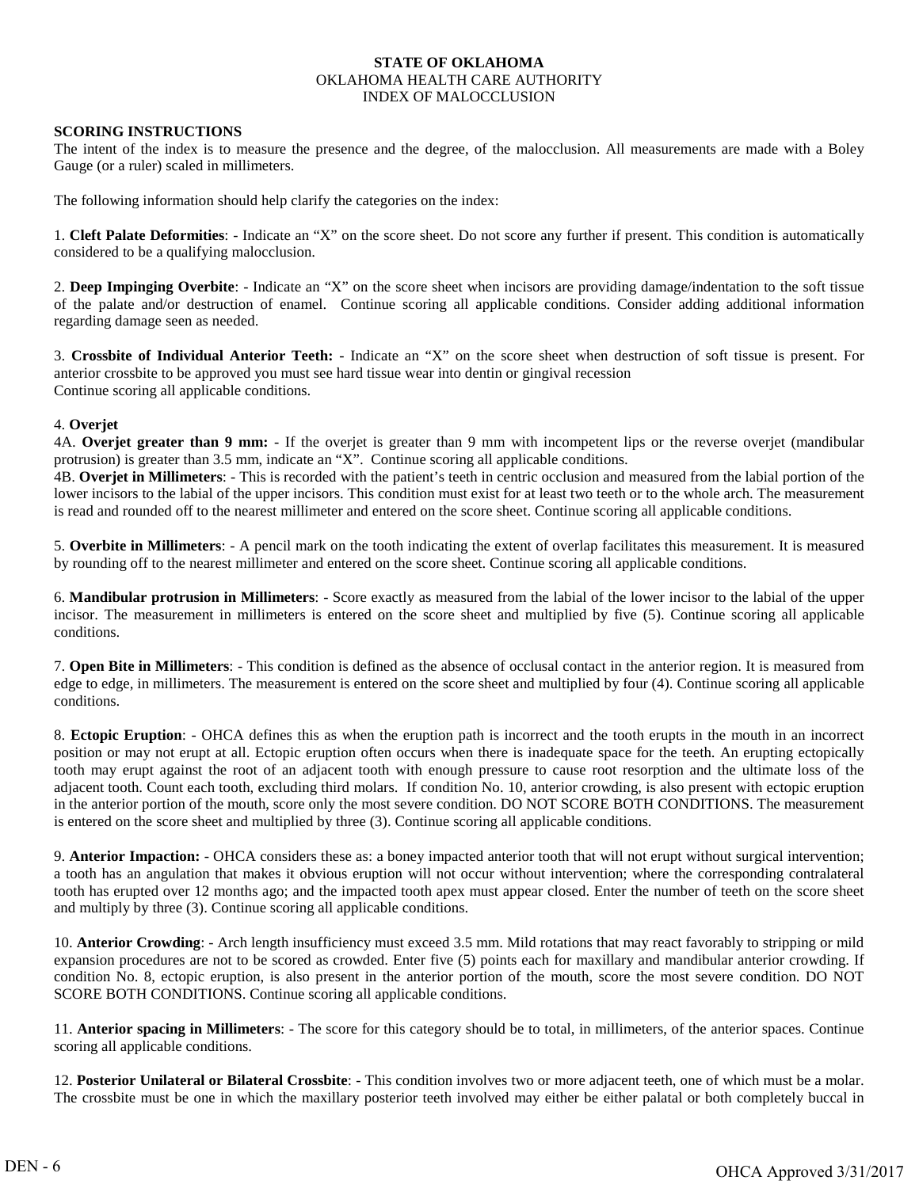**STATE OF OKLAHOMA**
OKLAHOMA HEALTH CARE AUTHORITY
INDEX OF MALOCCLUSION

**SCORING INSTRUCTIONS**
The intent of the index is to measure the presence and the degree, of the malocclusion. All measurements are made with a Boley Gauge (or a ruler) scaled in millimeters.

The following information should help clarify the categories on the index:

1. **Cleft Palate Deformities**: - Indicate an "X" on the score sheet. Do not score any further if present. This condition is automatically considered to be a qualifying malocclusion.

2. **Deep Impinging Overbite**: - Indicate an "X" on the score sheet when incisors are providing damage/indentation to the soft tissue of the palate and/or destruction of enamel. Continue scoring all applicable conditions. Consider adding additional information regarding damage seen as needed.

3. **Crossbite of Individual Anterior Teeth:** - Indicate an "X" on the score sheet when destruction of soft tissue is present. For anterior crossbite to be approved you must see hard tissue wear into dentin or gingival recession
Continue scoring all applicable conditions.

4. **Overjet**
4A. **Overjet greater than 9 mm:** - If the overjet is greater than 9 mm with incompetent lips or the reverse overjet (mandibular protrusion) is greater than 3.5 mm, indicate an "X". Continue scoring all applicable conditions.
4B. **Overjet in Millimeters**: - This is recorded with the patient's teeth in centric occlusion and measured from the labial portion of the lower incisors to the labial of the upper incisors. This condition must exist for at least two teeth or to the whole arch. The measurement is read and rounded off to the nearest millimeter and entered on the score sheet. Continue scoring all applicable conditions.

5. **Overbite in Millimeters**: - A pencil mark on the tooth indicating the extent of overlap facilitates this measurement. It is measured by rounding off to the nearest millimeter and entered on the score sheet. Continue scoring all applicable conditions.

6. **Mandibular protrusion in Millimeters**: - Score exactly as measured from the labial of the lower incisor to the labial of the upper incisor. The measurement in millimeters is entered on the score sheet and multiplied by five (5). Continue scoring all applicable conditions.

7. **Open Bite in Millimeters**: - This condition is defined as the absence of occlusal contact in the anterior region. It is measured from edge to edge, in millimeters. The measurement is entered on the score sheet and multiplied by four (4). Continue scoring all applicable conditions.

8. **Ectopic Eruption**: - OHCA defines this as when the eruption path is incorrect and the tooth erupts in the mouth in an incorrect position or may not erupt at all. Ectopic eruption often occurs when there is inadequate space for the teeth. An erupting ectopically tooth may erupt against the root of an adjacent tooth with enough pressure to cause root resorption and the ultimate loss of the adjacent tooth. Count each tooth, excluding third molars. If condition No. 10, anterior crowding, is also present with ectopic eruption in the anterior portion of the mouth, score only the most severe condition. DO NOT SCORE BOTH CONDITIONS. The measurement is entered on the score sheet and multiplied by three (3). Continue scoring all applicable conditions.

9. **Anterior Impaction:** - OHCA considers these as: a boney impacted anterior tooth that will not erupt without surgical intervention; a tooth has an angulation that makes it obvious eruption will not occur without intervention; where the corresponding contralateral tooth has erupted over 12 months ago; and the impacted tooth apex must appear closed. Enter the number of teeth on the score sheet and multiply by three (3). Continue scoring all applicable conditions.

10. **Anterior Crowding**: - Arch length insufficiency must exceed 3.5 mm. Mild rotations that may react favorably to stripping or mild expansion procedures are not to be scored as crowded. Enter five (5) points each for maxillary and mandibular anterior crowding. If condition No. 8, ectopic eruption, is also present in the anterior portion of the mouth, score the most severe condition. DO NOT SCORE BOTH CONDITIONS. Continue scoring all applicable conditions.

11. **Anterior spacing in Millimeters**: - The score for this category should be to total, in millimeters, of the anterior spaces. Continue scoring all applicable conditions.

12. **Posterior Unilateral or Bilateral Crossbite**: - This condition involves two or more adjacent teeth, one of which must be a molar. The crossbite must be one in which the maxillary posterior teeth involved may either be either palatal or both completely buccal in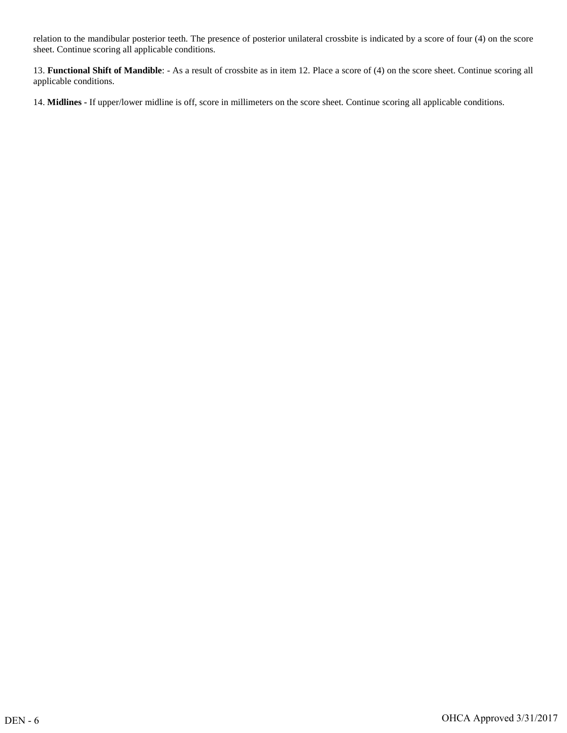relation to the mandibular posterior teeth. The presence of posterior unilateral crossbite is indicated by a score of four (4) on the score sheet. Continue scoring all applicable conditions.

13. **Functional Shift of Mandible**: - As a result of crossbite as in item 12. Place a score of (4) on the score sheet. Continue scoring all applicable conditions.

14. **Midlines -** If upper/lower midline is off, score in millimeters on the score sheet. Continue scoring all applicable conditions.